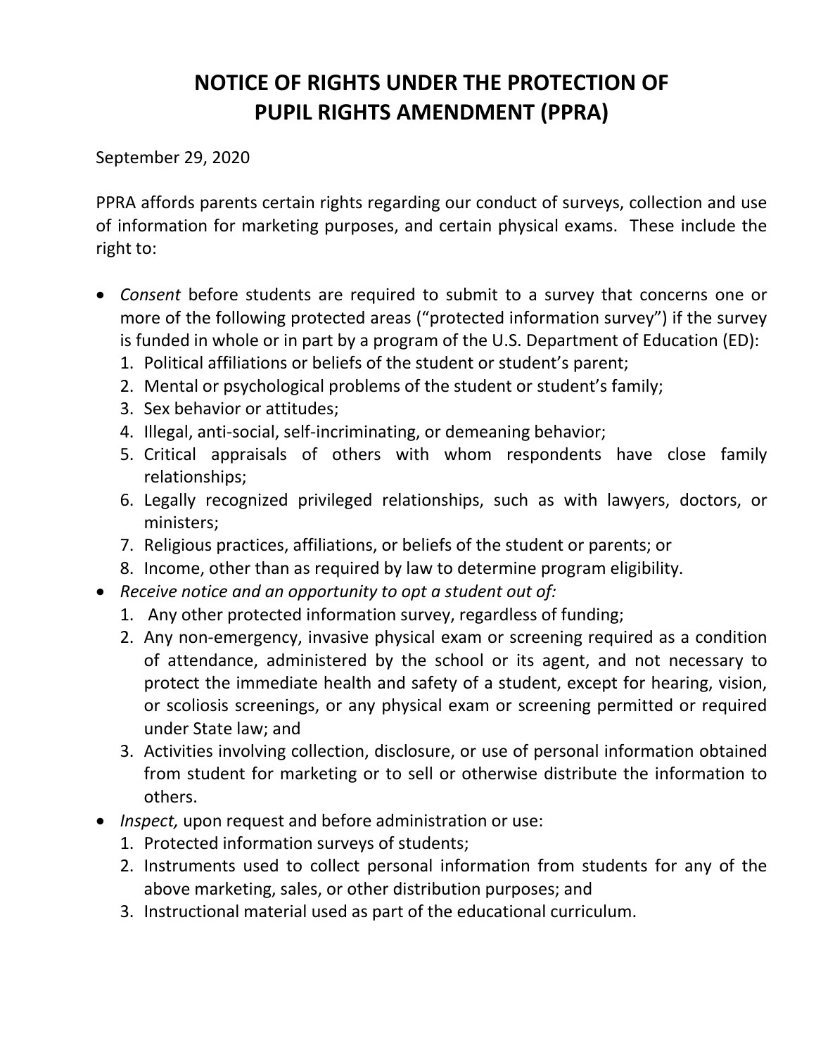# NOTICE OF RIGHTS UNDER THE PROTECTION OF PUPIL RIGHTS AMENDMENT (PPRA)

September 29, 2020

PPRA affords parents certain rights regarding our conduct of surveys, collection and use of information for marketing purposes, and certain physical exams. These include the right to:

- *Consent* before students are required to submit to a survey that concerns one or more of the following protected areas ("protected information survey") if the survey is funded in whole or in part by a program of the U.S. Department of Education (ED):
  1. Political affiliations or beliefs of the student or student's parent;
  2. Mental or psychological problems of the student or student's family;
  3. Sex behavior or attitudes;
  4. Illegal, anti-social, self-incriminating, or demeaning behavior;
  5. Critical appraisals of others with whom respondents have close family relationships;
  6. Legally recognized privileged relationships, such as with lawyers, doctors, or ministers;
  7. Religious practices, affiliations, or beliefs of the student or parents; or
  8. Income, other than as required by law to determine program eligibility.
- *Receive notice and an opportunity to opt a student out of:*
  1. Any other protected information survey, regardless of funding;
  2. Any non-emergency, invasive physical exam or screening required as a condition of attendance, administered by the school or its agent, and not necessary to protect the immediate health and safety of a student, except for hearing, vision, or scoliosis screenings, or any physical exam or screening permitted or required under State law; and
  3. Activities involving collection, disclosure, or use of personal information obtained from student for marketing or to sell or otherwise distribute the information to others.
- *Inspect,* upon request and before administration or use:
  1. Protected information surveys of students;
  2. Instruments used to collect personal information from students for any of the above marketing, sales, or other distribution purposes; and
  3. Instructional material used as part of the educational curriculum.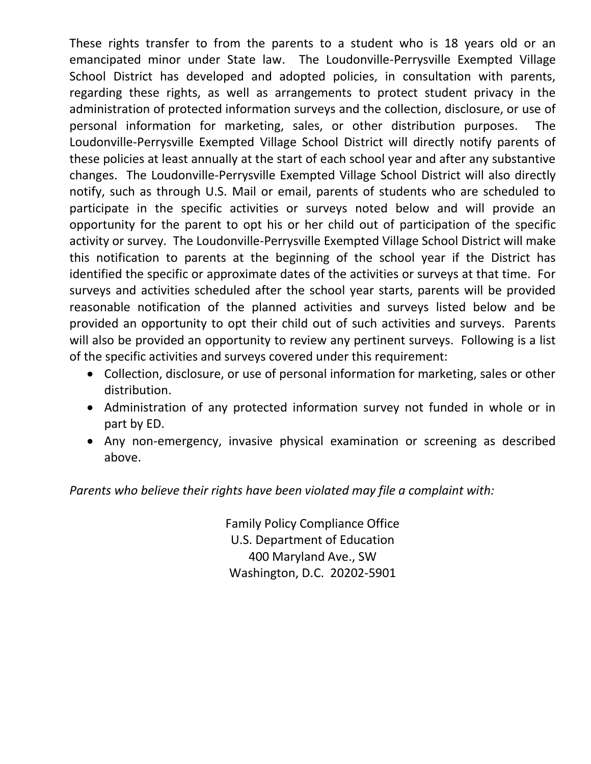These rights transfer to from the parents to a student who is 18 years old or an emancipated minor under State law. The Loudonville-Perrysville Exempted Village School District has developed and adopted policies, in consultation with parents, regarding these rights, as well as arrangements to protect student privacy in the administration of protected information surveys and the collection, disclosure, or use of personal information for marketing, sales, or other distribution purposes. The Loudonville-Perrysville Exempted Village School District will directly notify parents of these policies at least annually at the start of each school year and after any substantive changes. The Loudonville-Perrysville Exempted Village School District will also directly notify, such as through U.S. Mail or email, parents of students who are scheduled to participate in the specific activities or surveys noted below and will provide an opportunity for the parent to opt his or her child out of participation of the specific activity or survey. The Loudonville-Perrysville Exempted Village School District will make this notification to parents at the beginning of the school year if the District has identified the specific or approximate dates of the activities or surveys at that time. For surveys and activities scheduled after the school year starts, parents will be provided reasonable notification of the planned activities and surveys listed below and be provided an opportunity to opt their child out of such activities and surveys. Parents will also be provided an opportunity to review any pertinent surveys. Following is a list of the specific activities and surveys covered under this requirement:

- Collection, disclosure, or use of personal information for marketing, sales or other distribution.
- Administration of any protected information survey not funded in whole or in part by ED.
- Any non-emergency, invasive physical examination or screening as described above.

*Parents who believe their rights have been violated may file a complaint with:*

Family Policy Compliance Office
U.S. Department of Education
400 Maryland Ave., SW
Washington, D.C. 20202-5901